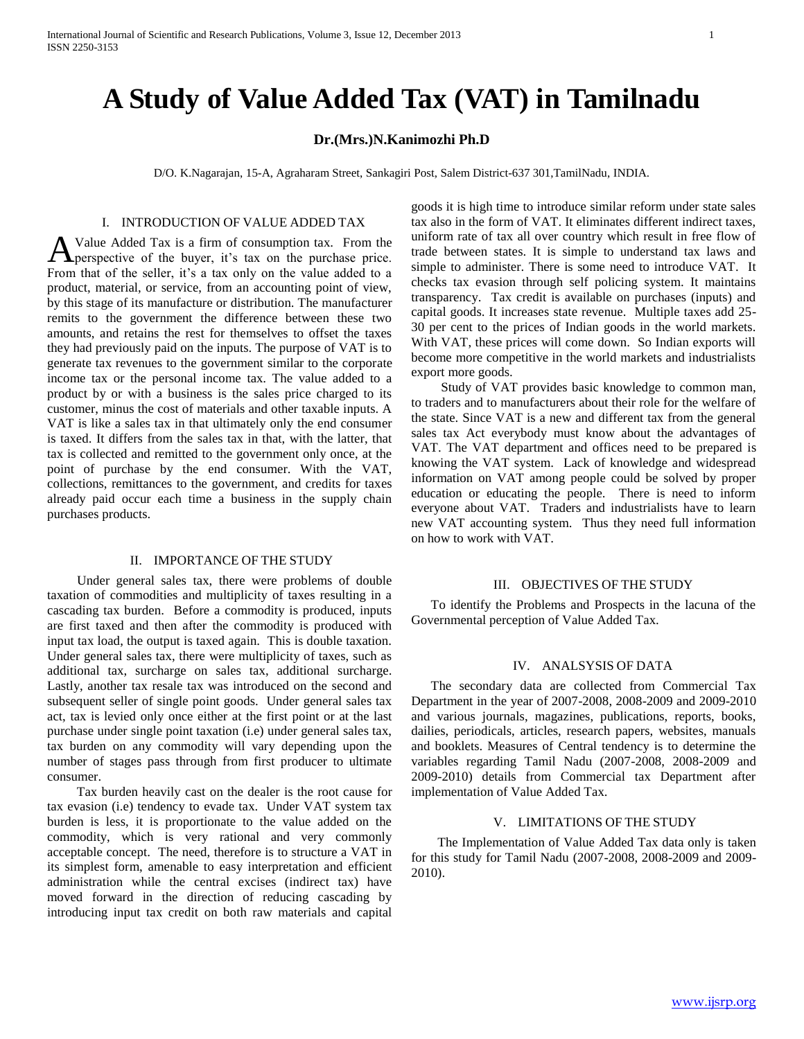# A Study of Value Added Tax (VAT) in Tamilnadu

**Dr.(Mrs.)N.Kanimozhi Ph.D**

D/O. K.Nagarajan, 15-A, Agraharam Street, Sankagiri Post, Salem District-637 301,TamilNadu, INDIA.

## I. INTRODUCTION OF VALUE ADDED TAX

A Value Added Tax is a firm of consumption tax. From the perspective of the buyer, it's tax on the purchase price. From that of the seller, it's a tax only on the value added to a product, material, or service, from an accounting point of view, by this stage of its manufacture or distribution. The manufacturer remits to the government the difference between these two amounts, and retains the rest for themselves to offset the taxes they had previously paid on the inputs. The purpose of VAT is to generate tax revenues to the government similar to the corporate income tax or the personal income tax. The value added to a product by or with a business is the sales price charged to its customer, minus the cost of materials and other taxable inputs. A VAT is like a sales tax in that ultimately only the end consumer is taxed. It differs from the sales tax in that, with the latter, that tax is collected and remitted to the government only once, at the point of purchase by the end consumer. With the VAT, collections, remittances to the government, and credits for taxes already paid occur each time a business in the supply chain purchases products.

## II. IMPORTANCE OF THE STUDY

Under general sales tax, there were problems of double taxation of commodities and multiplicity of taxes resulting in a cascading tax burden. Before a commodity is produced, inputs are first taxed and then after the commodity is produced with input tax load, the output is taxed again. This is double taxation. Under general sales tax, there were multiplicity of taxes, such as additional tax, surcharge on sales tax, additional surcharge. Lastly, another tax resale tax was introduced on the second and subsequent seller of single point goods. Under general sales tax act, tax is levied only once either at the first point or at the last purchase under single point taxation (i.e) under general sales tax, tax burden on any commodity will vary depending upon the number of stages pass through from first producer to ultimate consumer.

Tax burden heavily cast on the dealer is the root cause for tax evasion (i.e) tendency to evade tax. Under VAT system tax burden is less, it is proportionate to the value added on the commodity, which is very rational and very commonly acceptable concept. The need, therefore is to structure a VAT in its simplest form, amenable to easy interpretation and efficient administration while the central excises (indirect tax) have moved forward in the direction of reducing cascading by introducing input tax credit on both raw materials and capital goods it is high time to introduce similar reform under state sales tax also in the form of VAT. It eliminates different indirect taxes, uniform rate of tax all over country which result in free flow of trade between states. It is simple to understand tax laws and simple to administer. There is some need to introduce VAT. It checks tax evasion through self policing system. It maintains transparency. Tax credit is available on purchases (inputs) and capital goods. It increases state revenue. Multiple taxes add 25-30 per cent to the prices of Indian goods in the world markets. With VAT, these prices will come down. So Indian exports will become more competitive in the world markets and industrialists export more goods.

Study of VAT provides basic knowledge to common man, to traders and to manufacturers about their role for the welfare of the state. Since VAT is a new and different tax from the general sales tax Act everybody must know about the advantages of VAT. The VAT department and offices need to be prepared is knowing the VAT system. Lack of knowledge and widespread information on VAT among people could be solved by proper education or educating the people. There is need to inform everyone about VAT. Traders and industrialists have to learn new VAT accounting system. Thus they need full information on how to work with VAT.

## III. OBJECTIVES OF THE STUDY

To identify the Problems and Prospects in the lacuna of the Governmental perception of Value Added Tax.

## IV. ANALSYSIS OF DATA

The secondary data are collected from Commercial Tax Department in the year of 2007-2008, 2008-2009 and 2009-2010 and various journals, magazines, publications, reports, books, dailies, periodicals, articles, research papers, websites, manuals and booklets. Measures of Central tendency is to determine the variables regarding Tamil Nadu (2007-2008, 2008-2009 and 2009-2010) details from Commercial tax Department after implementation of Value Added Tax.

## V. LIMITATIONS OF THE STUDY

The Implementation of Value Added Tax data only is taken for this study for Tamil Nadu (2007-2008, 2008-2009 and 2009-2010).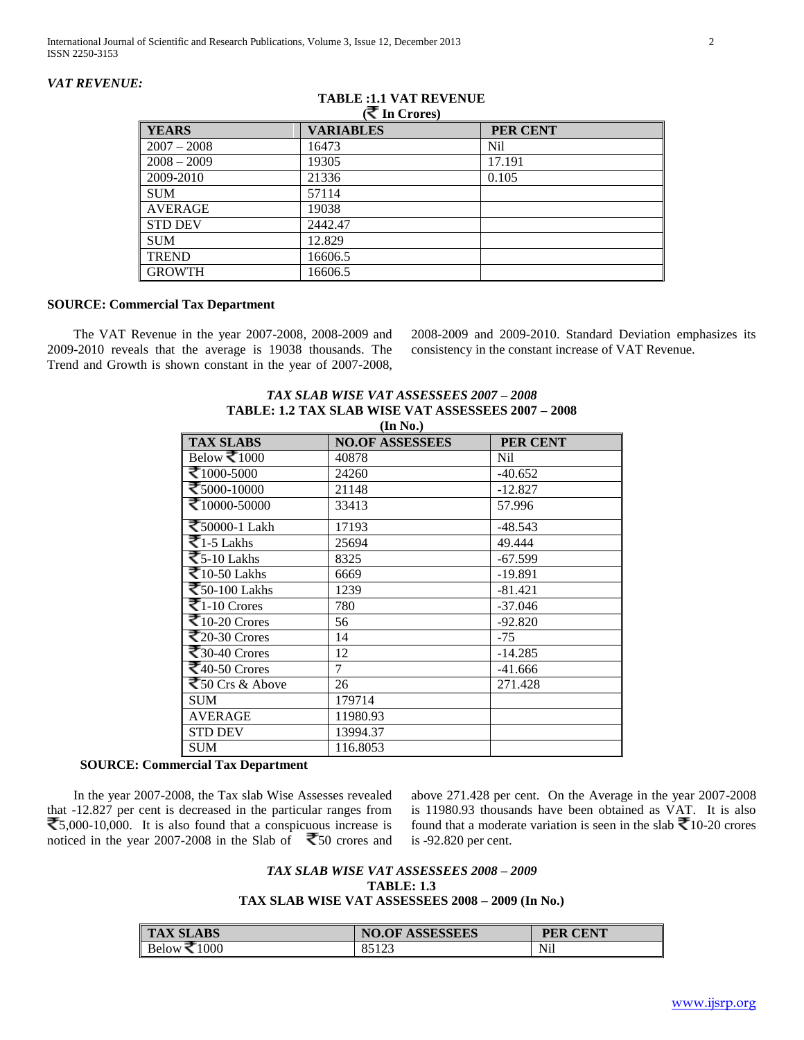## *VAT REVENUE:*

**TABLE :1.1 VAT REVENUE**
**(₹ In Crores)**

| YEARS | VARIABLES | PER CENT |
|---|---|---|
| 2007 – 2008 | 16473 | Nil |
| 2008 – 2009 | 19305 | 17.191 |
| 2009-2010 | 21336 | 0.105 |
| SUM | 57114 | |
| AVERAGE | 19038 | |
| STD DEV | 2442.47 | |
| SUM | 12.829 | |
| TREND | 16606.5 | |
| GROWTH | 16606.5 | |

**SOURCE: Commercial Tax Department**

The VAT Revenue in the year 2007-2008, 2008-2009 and 2009-2010 reveals that the average is 19038 thousands. The Trend and Growth is shown constant in the year of 2007-2008, 2008-2009 and 2009-2010. Standard Deviation emphasizes its consistency in the constant increase of VAT Revenue.

### *TAX SLAB WISE VAT ASSESSEES 2007 – 2008*

**TABLE: 1.2 TAX SLAB WISE VAT ASSESSEES 2007 – 2008**
**(In No.)**

| TAX SLABS | NO.OF ASSESSEES | PER CENT |
|---|---|---|
| Below ₹1000 | 40878 | Nil |
| ₹1000-5000 | 24260 | -40.652 |
| ₹5000-10000 | 21148 | -12.827 |
| ₹10000-50000 | 33413 | 57.996 |
| ₹50000-1 Lakh | 17193 | -48.543 |
| ₹1-5 Lakhs | 25694 | 49.444 |
| ₹5-10 Lakhs | 8325 | -67.599 |
| ₹10-50 Lakhs | 6669 | -19.891 |
| ₹50-100 Lakhs | 1239 | -81.421 |
| ₹1-10 Crores | 780 | -37.046 |
| ₹10-20 Crores | 56 | -92.820 |
| ₹20-30 Crores | 14 | -75 |
| ₹30-40 Crores | 12 | -14.285 |
| ₹40-50 Crores | 7 | -41.666 |
| ₹50 Crs & Above | 26 | 271.428 |
| SUM | 179714 | |
| AVERAGE | 11980.93 | |
| STD DEV | 13994.37 | |
| SUM | 116.8053 | |

**SOURCE: Commercial Tax Department**

In the year 2007-2008, the Tax slab Wise Assesses revealed that -12.827 per cent is decreased in the particular ranges from ₹5,000-10,000. It is also found that a conspicuous increase is noticed in the year 2007-2008 in the Slab of ₹50 crores and above 271.428 per cent. On the Average in the year 2007-2008 is 11980.93 thousands have been obtained as VAT. It is also found that a moderate variation is seen in the slab ₹10-20 crores is -92.820 per cent.

### *TAX SLAB WISE VAT ASSESSEES 2008 – 2009*

**TABLE: 1.3**
**TAX SLAB WISE VAT ASSESSEES 2008 – 2009 (In No.)**

| TAX SLABS | NO.OF ASSESSEES | PER CENT |
|---|---|---|
| Below ₹1000 | 85123 | Nil |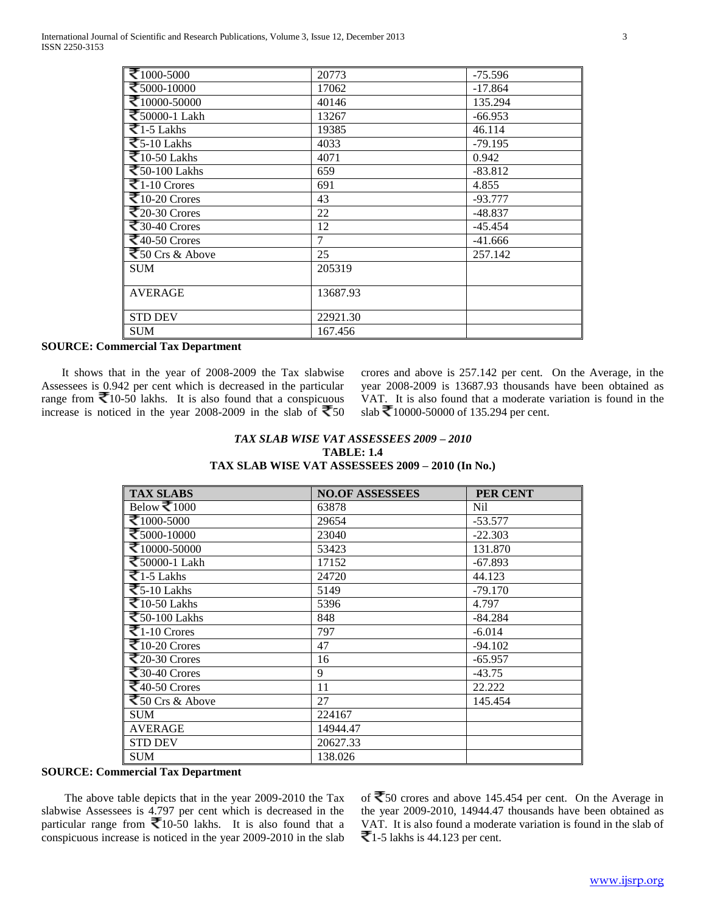| | | |
|---|---|---|
| ₹1000-5000 | 20773 | -75.596 |
| ₹5000-10000 | 17062 | -17.864 |
| ₹10000-50000 | 40146 | 135.294 |
| ₹50000-1 Lakh | 13267 | -66.953 |
| ₹1-5 Lakhs | 19385 | 46.114 |
| ₹5-10 Lakhs | 4033 | -79.195 |
| ₹10-50 Lakhs | 4071 | 0.942 |
| ₹50-100 Lakhs | 659 | -83.812 |
| ₹1-10 Crores | 691 | 4.855 |
| ₹10-20 Crores | 43 | -93.777 |
| ₹20-30 Crores | 22 | -48.837 |
| ₹30-40 Crores | 12 | -45.454 |
| ₹40-50 Crores | 7 | -41.666 |
| ₹50 Crs & Above | 25 | 257.142 |
| SUM | 205319 | |
| AVERAGE | 13687.93 | |
| STD DEV | 22921.30 | |
| SUM | 167.456 | |

**SOURCE: Commercial Tax Department**

It shows that in the year of 2008-2009 the Tax slabwise Assessees is 0.942 per cent which is decreased in the particular range from ₹10-50 lakhs. It is also found that a conspicuous increase is noticed in the year 2008-2009 in the slab of ₹50 crores and above is 257.142 per cent. On the Average, in the year 2008-2009 is 13687.93 thousands have been obtained as VAT. It is also found that a moderate variation is found in the slab ₹10000-50000 of 135.294 per cent.

### *TAX SLAB WISE VAT ASSESSEES 2009 – 2010*

**TABLE: 1.4**

**TAX SLAB WISE VAT ASSESSEES 2009 – 2010 (In No.)**

| TAX SLABS | NO.OF ASSESSEES | PER CENT |
|---|---|---|
| Below ₹1000 | 63878 | Nil |
| ₹1000-5000 | 29654 | -53.577 |
| ₹5000-10000 | 23040 | -22.303 |
| ₹10000-50000 | 53423 | 131.870 |
| ₹50000-1 Lakh | 17152 | -67.893 |
| ₹1-5 Lakhs | 24720 | 44.123 |
| ₹5-10 Lakhs | 5149 | -79.170 |
| ₹10-50 Lakhs | 5396 | 4.797 |
| ₹50-100 Lakhs | 848 | -84.284 |
| ₹1-10 Crores | 797 | -6.014 |
| ₹10-20 Crores | 47 | -94.102 |
| ₹20-30 Crores | 16 | -65.957 |
| ₹30-40 Crores | 9 | -43.75 |
| ₹40-50 Crores | 11 | 22.222 |
| ₹50 Crs & Above | 27 | 145.454 |
| SUM | 224167 | |
| AVERAGE | 14944.47 | |
| STD DEV | 20627.33 | |
| SUM | 138.026 | |

**SOURCE: Commercial Tax Department**

The above table depicts that in the year 2009-2010 the Tax slabwise Assessees is 4.797 per cent which is decreased in the particular range from ₹10-50 lakhs. It is also found that a conspicuous increase is noticed in the year 2009-2010 in the slab of ₹50 crores and above 145.454 per cent. On the Average in the year 2009-2010, 14944.47 thousands have been obtained as VAT. It is also found a moderate variation is found in the slab of ₹1-5 lakhs is 44.123 per cent.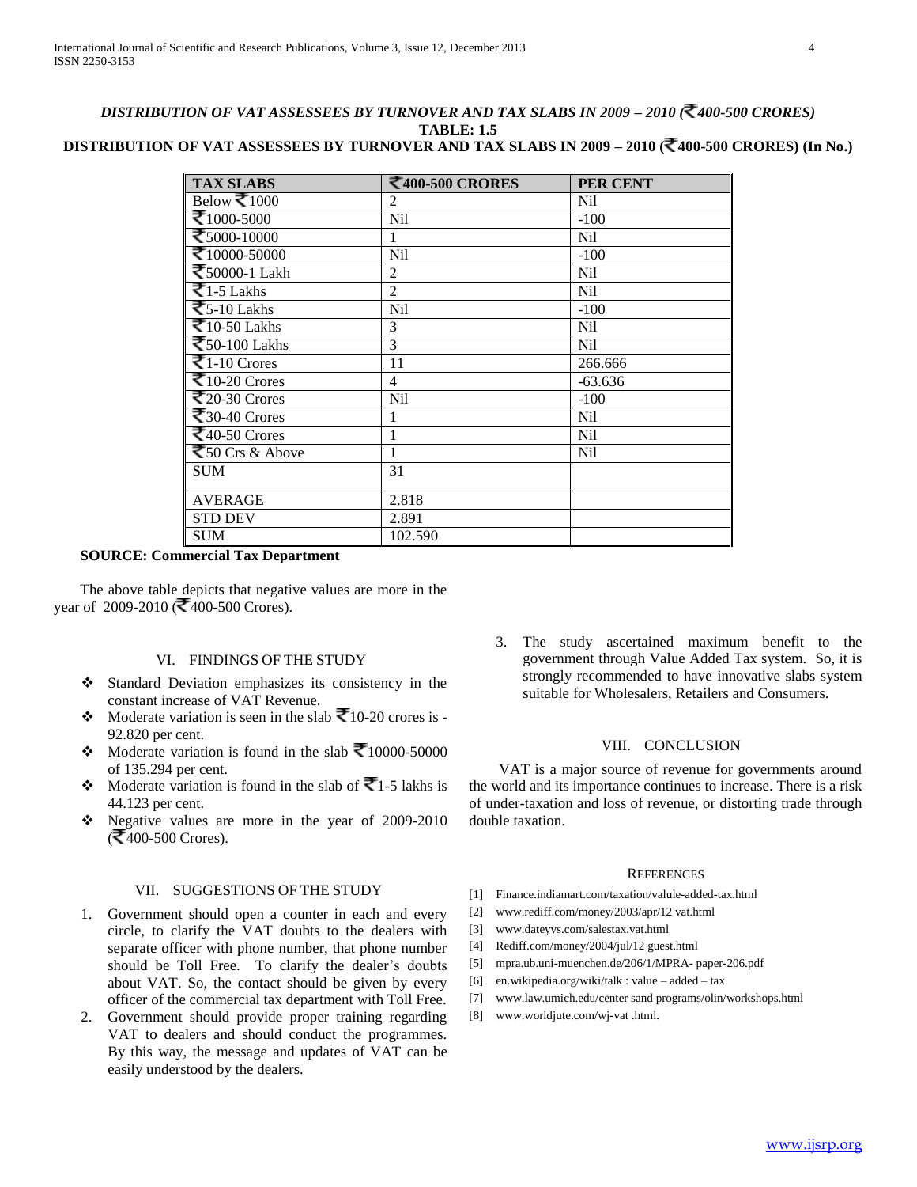### *DISTRIBUTION OF VAT ASSESSEES BY TURNOVER AND TAX SLABS IN 2009 – 2010 (₹400-500 CRORES)*

**TABLE: 1.5**

**DISTRIBUTION OF VAT ASSESSEES BY TURNOVER AND TAX SLABS IN 2009 – 2010 (₹400-500 CRORES) (In No.)**

| TAX SLABS | ₹400-500 CRORES | PER CENT |
|---|---|---|
| Below ₹1000 | 2 | Nil |
| ₹1000-5000 | Nil | -100 |
| ₹5000-10000 | 1 | Nil |
| ₹10000-50000 | Nil | -100 |
| ₹50000-1 Lakh | 2 | Nil |
| ₹1-5 Lakhs | 2 | Nil |
| ₹5-10 Lakhs | Nil | -100 |
| ₹10-50 Lakhs | 3 | Nil |
| ₹50-100 Lakhs | 3 | Nil |
| ₹1-10 Crores | 11 | 266.666 |
| ₹10-20 Crores | 4 | -63.636 |
| ₹20-30 Crores | Nil | -100 |
| ₹30-40 Crores | 1 | Nil |
| ₹40-50 Crores | 1 | Nil |
| ₹50 Crs & Above | 1 | Nil |
| SUM | 31 | |
| AVERAGE | 2.818 | |
| STD DEV | 2.891 | |
| SUM | 102.590 | |

**SOURCE: Commercial Tax Department**

The above table depicts that negative values are more in the year of 2009-2010 (₹400-500 Crores).

## VI. FINDINGS OF THE STUDY

- Standard Deviation emphasizes its consistency in the constant increase of VAT Revenue.
- Moderate variation is seen in the slab ₹10-20 crores is -92.820 per cent.
- Moderate variation is found in the slab ₹10000-50000 of 135.294 per cent.
- Moderate variation is found in the slab of ₹1-5 lakhs is 44.123 per cent.
- Negative values are more in the year of 2009-2010 (₹400-500 Crores).

## VII. SUGGESTIONS OF THE STUDY

1. Government should open a counter in each and every circle, to clarify the VAT doubts to the dealers with separate officer with phone number, that phone number should be Toll Free. To clarify the dealer's doubts about VAT. So, the contact should be given by every officer of the commercial tax department with Toll Free.
2. Government should provide proper training regarding VAT to dealers and should conduct the programmes. By this way, the message and updates of VAT can be easily understood by the dealers.
3. The study ascertained maximum benefit to the government through Value Added Tax system. So, it is strongly recommended to have innovative slabs system suitable for Wholesalers, Retailers and Consumers.

## VIII. CONCLUSION

VAT is a major source of revenue for governments around the world and its importance continues to increase. There is a risk of under-taxation and loss of revenue, or distorting trade through double taxation.

## REFERENCES

[1] Finance.indiamart.com/taxation/valule-added-tax.html

[2] www.rediff.com/money/2003/apr/12 vat.html

[3] www.dateyvs.com/salestax.vat.html

[4] Rediff.com/money/2004/jul/12 guest.html

[5] mpra.ub.uni-muenchen.de/206/1/MPRA- paper-206.pdf

[6] en.wikipedia.org/wiki/talk : value – added – tax

[7] www.law.umich.edu/center sand programs/olin/workshops.html

[8] www.worldjute.com/wj-vat .html.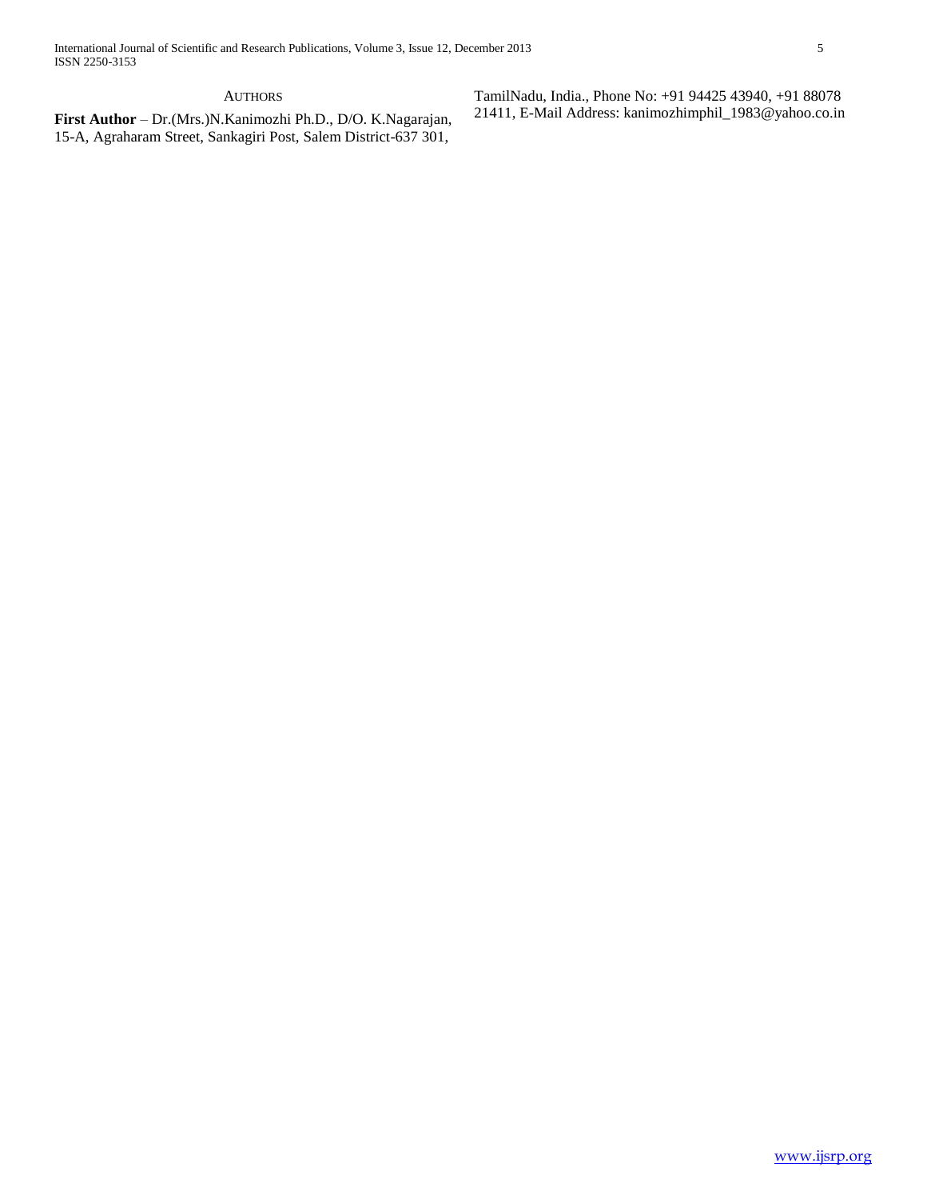## AUTHORS

**First Author** – Dr.(Mrs.)N.Kanimozhi Ph.D., D/O. K.Nagarajan, 15-A, Agraharam Street, Sankagiri Post, Salem District-637 301, TamilNadu, India., Phone No: +91 94425 43940, +91 88078 21411, E-Mail Address: kanimozhimphil_1983@yahoo.co.in